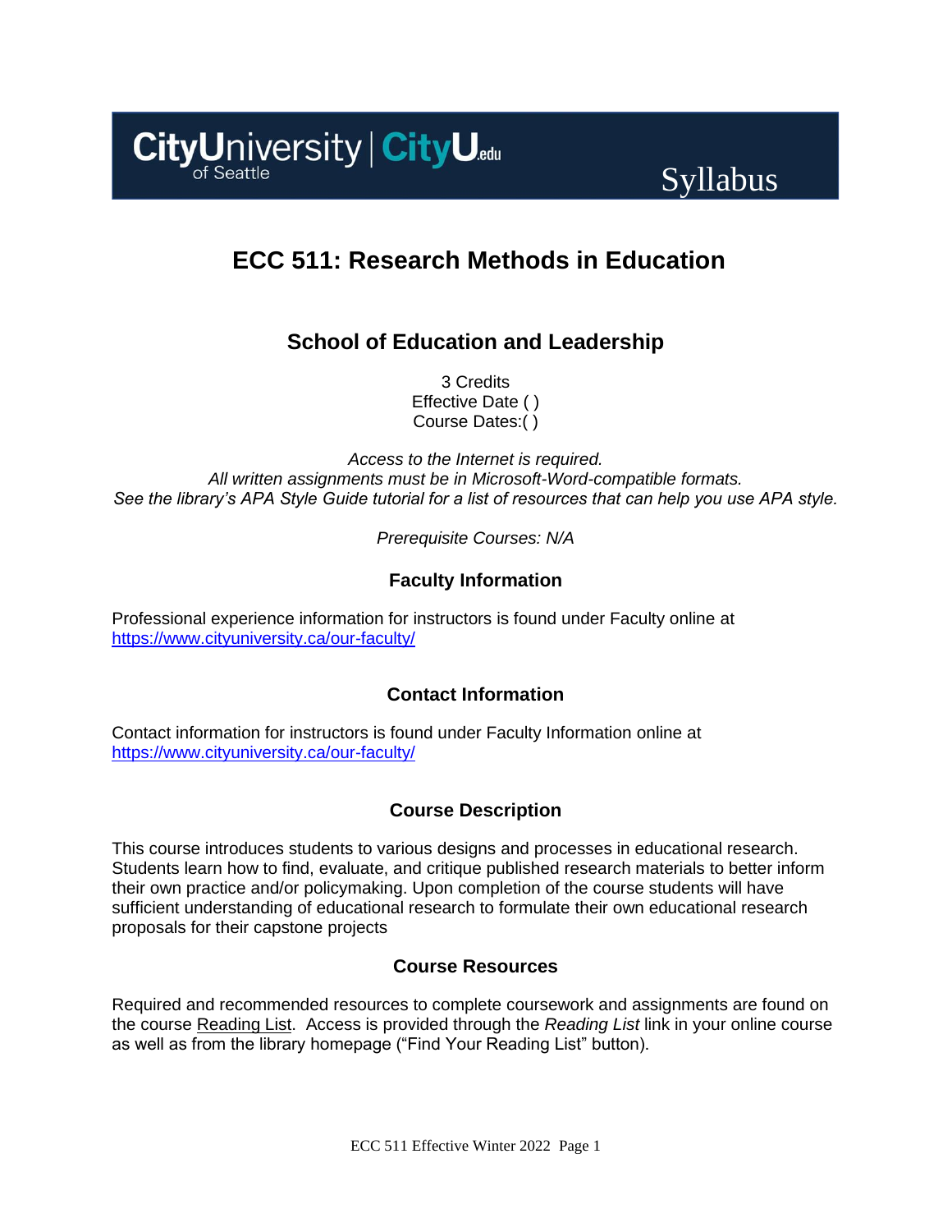CityUniversity of Seattle | CityU.edu

Syllabus

# ECC 511: Research Methods in Education

## School of Education and Leadership

3 Credits
Effective Date ( )
Course Dates:( )

*Access to the Internet is required.*
*All written assignments must be in Microsoft-Word-compatible formats.*
*See the library's APA Style Guide tutorial for a list of resources that can help you use APA style.*

*Prerequisite Courses: N/A*

### Faculty Information

Professional experience information for instructors is found under Faculty online at https://www.cityuniversity.ca/our-faculty/

### Contact Information

Contact information for instructors is found under Faculty Information online at https://www.cityuniversity.ca/our-faculty/

### Course Description

This course introduces students to various designs and processes in educational research. Students learn how to find, evaluate, and critique published research materials to better inform their own practice and/or policymaking. Upon completion of the course students will have sufficient understanding of educational research to formulate their own educational research proposals for their capstone projects

### Course Resources

Required and recommended resources to complete coursework and assignments are found on the course Reading List. Access is provided through the *Reading List* link in your online course as well as from the library homepage ("Find Your Reading List" button).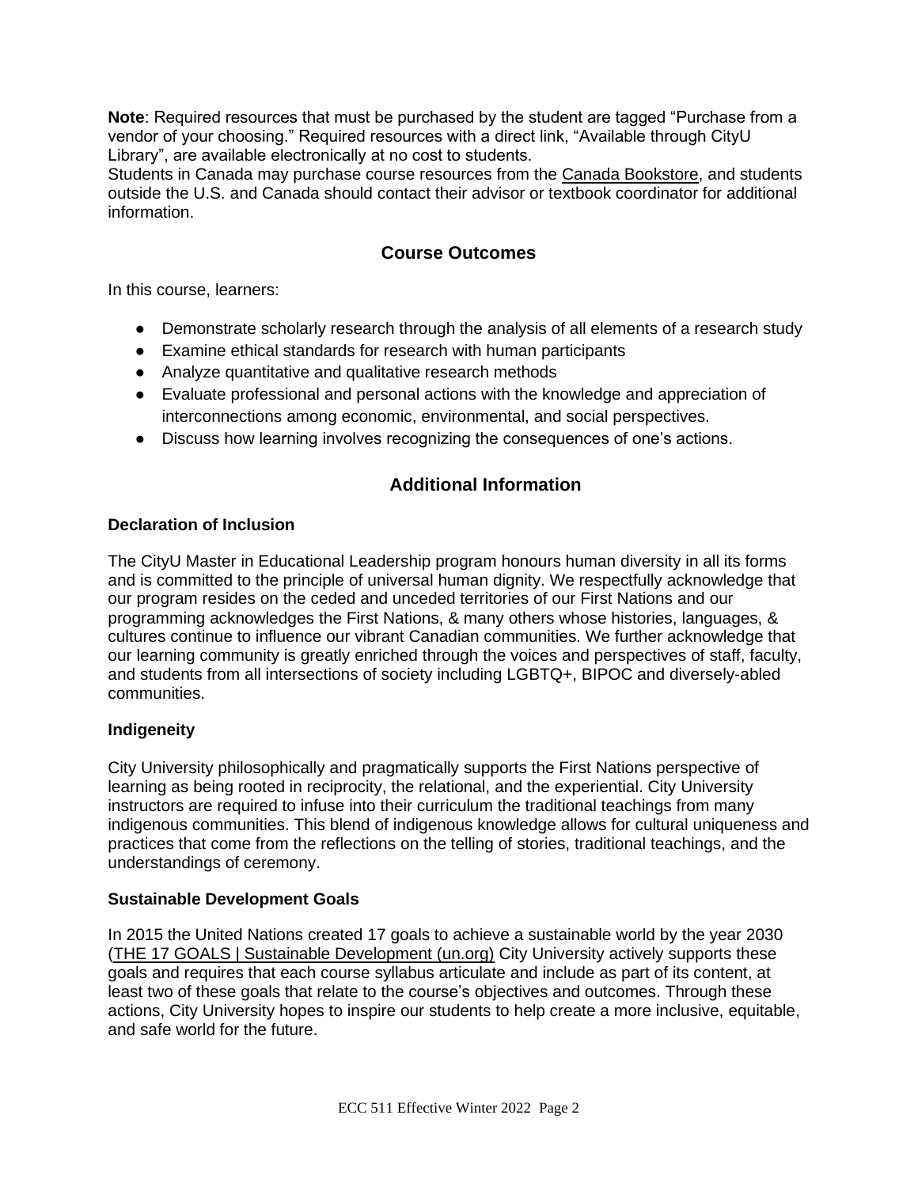**Note**: Required resources that must be purchased by the student are tagged "Purchase from a vendor of your choosing." Required resources with a direct link, "Available through CityU Library", are available electronically at no cost to students.
Students in Canada may purchase course resources from the Canada Bookstore, and students outside the U.S. and Canada should contact their advisor or textbook coordinator for additional information.

## Course Outcomes

In this course, learners:

- Demonstrate scholarly research through the analysis of all elements of a research study
- Examine ethical standards for research with human participants
- Analyze quantitative and qualitative research methods
- Evaluate professional and personal actions with the knowledge and appreciation of interconnections among economic, environmental, and social perspectives.
- Discuss how learning involves recognizing the consequences of one's actions.

## Additional Information

### Declaration of Inclusion

The CityU Master in Educational Leadership program honours human diversity in all its forms and is committed to the principle of universal human dignity. We respectfully acknowledge that our program resides on the ceded and unceded territories of our First Nations and our programming acknowledges the First Nations, & many others whose histories, languages, & cultures continue to influence our vibrant Canadian communities. We further acknowledge that our learning community is greatly enriched through the voices and perspectives of staff, faculty, and students from all intersections of society including LGBTQ+, BIPOC and diversely-abled communities.

### Indigeneity

City University philosophically and pragmatically supports the First Nations perspective of learning as being rooted in reciprocity, the relational, and the experiential. City University instructors are required to infuse into their curriculum the traditional teachings from many indigenous communities. This blend of indigenous knowledge allows for cultural uniqueness and practices that come from the reflections on the telling of stories, traditional teachings, and the understandings of ceremony.

### Sustainable Development Goals

In 2015 the United Nations created 17 goals to achieve a sustainable world by the year 2030 (THE 17 GOALS | Sustainable Development (un.org) City University actively supports these goals and requires that each course syllabus articulate and include as part of its content, at least two of these goals that relate to the course's objectives and outcomes. Through these actions, City University hopes to inspire our students to help create a more inclusive, equitable, and safe world for the future.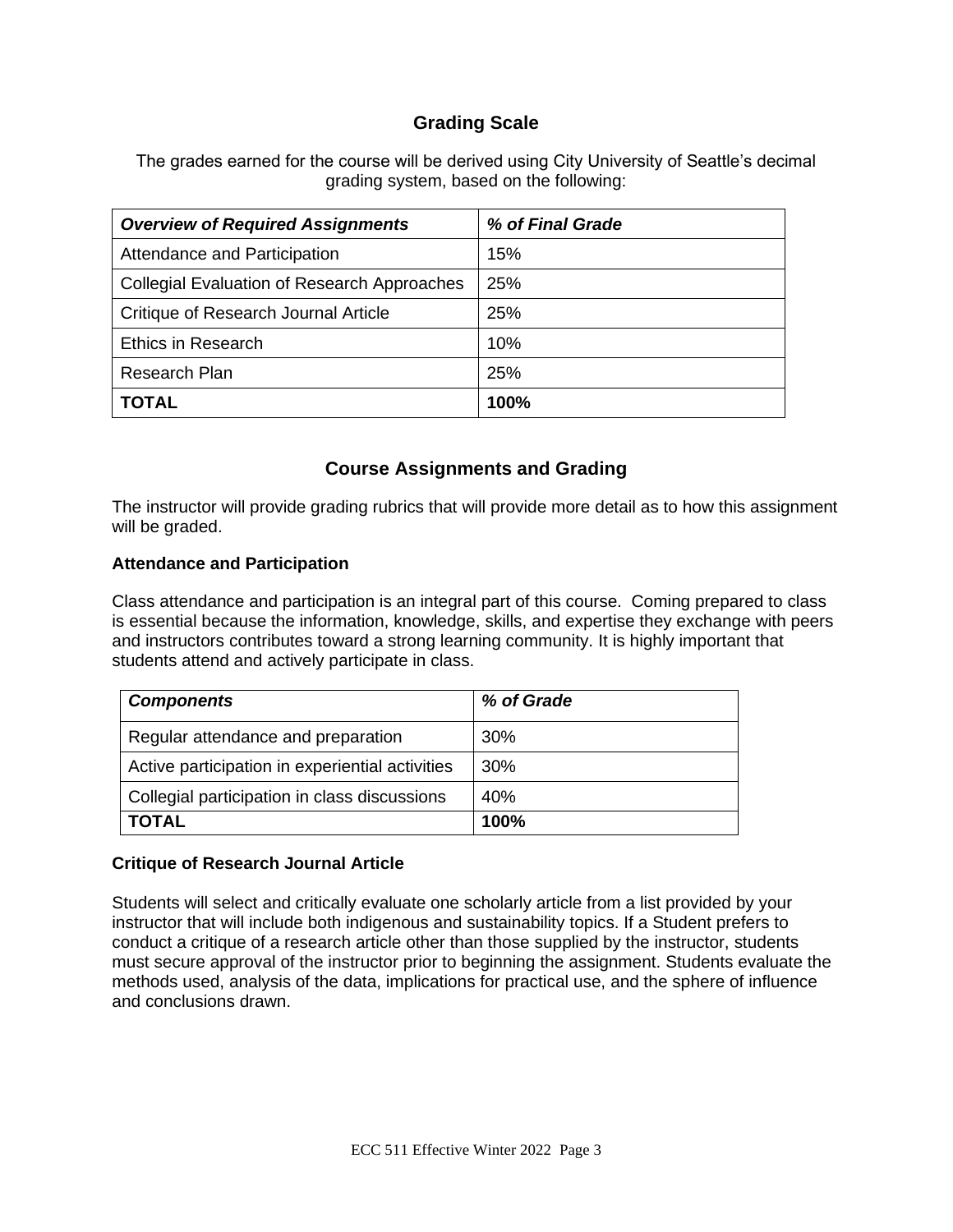## Grading Scale

The grades earned for the course will be derived using City University of Seattle's decimal grading system, based on the following:

| ***Overview of Required Assignments*** | ***% of Final Grade*** |
|---|---|
| Attendance and Participation | 15% |
| Collegial Evaluation of Research Approaches | 25% |
| Critique of Research Journal Article | 25% |
| Ethics in Research | 10% |
| Research Plan | 25% |
| **TOTAL** | **100%** |

## Course Assignments and Grading

The instructor will provide grading rubrics that will provide more detail as to how this assignment will be graded.

### Attendance and Participation

Class attendance and participation is an integral part of this course. Coming prepared to class is essential because the information, knowledge, skills, and expertise they exchange with peers and instructors contributes toward a strong learning community. It is highly important that students attend and actively participate in class.

| ***Components*** | ***% of Grade*** |
|---|---|
| Regular attendance and preparation | 30% |
| Active participation in experiential activities | 30% |
| Collegial participation in class discussions | 40% |
| **TOTAL** | **100%** |

### Critique of Research Journal Article

Students will select and critically evaluate one scholarly article from a list provided by your instructor that will include both indigenous and sustainability topics. If a Student prefers to conduct a critique of a research article other than those supplied by the instructor, students must secure approval of the instructor prior to beginning the assignment. Students evaluate the methods used, analysis of the data, implications for practical use, and the sphere of influence and conclusions drawn.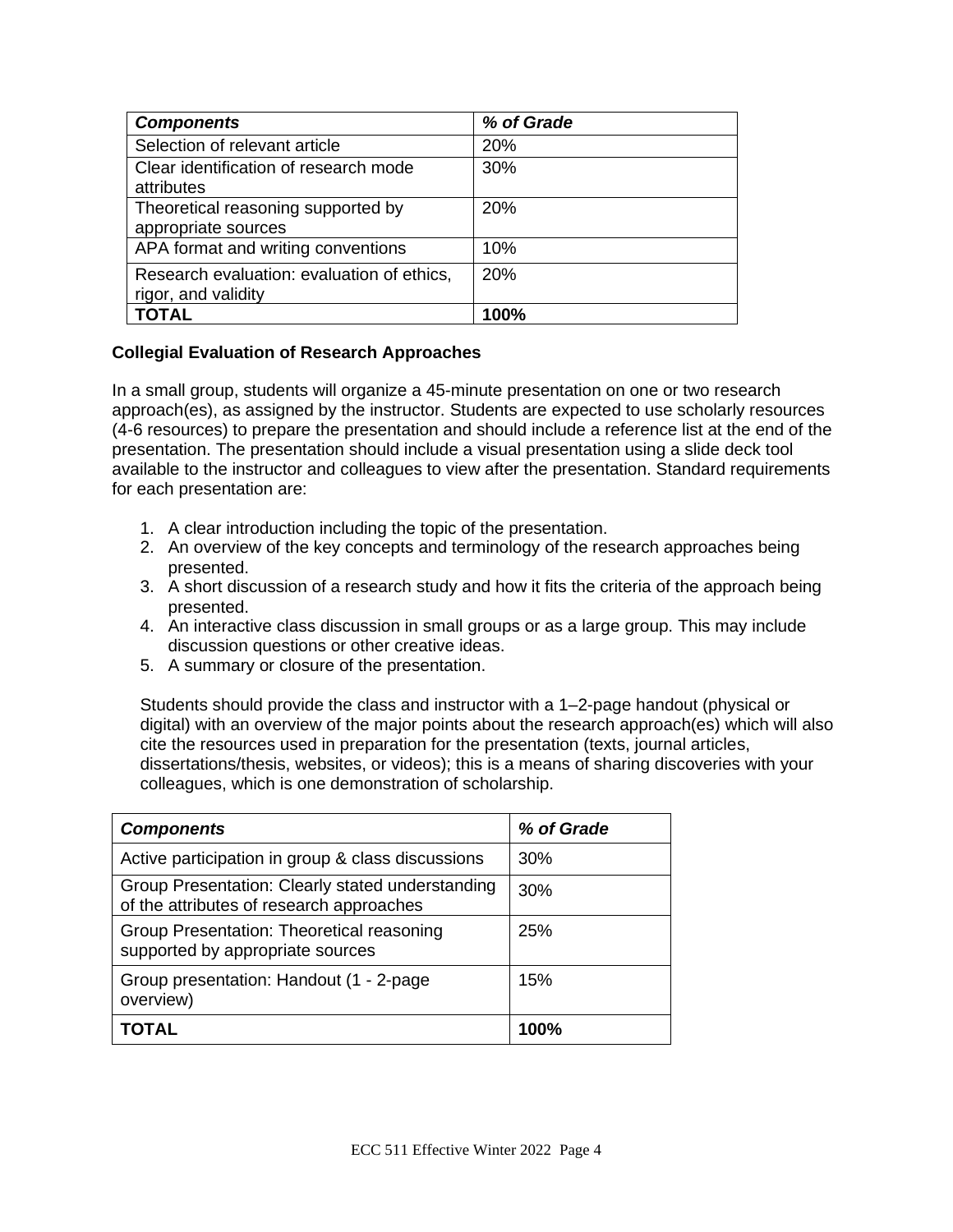| *Components* | *% of Grade* |
| --- | --- |
| Selection of relevant article | 20% |
| Clear identification of research mode attributes | 30% |
| Theoretical reasoning supported by appropriate sources | 20% |
| APA format and writing conventions | 10% |
| Research evaluation: evaluation of ethics, rigor, and validity | 20% |
| **TOTAL** | **100%** |

**Collegial Evaluation of Research Approaches**

In a small group, students will organize a 45-minute presentation on one or two research approach(es), as assigned by the instructor. Students are expected to use scholarly resources (4-6 resources) to prepare the presentation and should include a reference list at the end of the presentation. The presentation should include a visual presentation using a slide deck tool available to the instructor and colleagues to view after the presentation. Standard requirements for each presentation are:

1. A clear introduction including the topic of the presentation.
2. An overview of the key concepts and terminology of the research approaches being presented.
3. A short discussion of a research study and how it fits the criteria of the approach being presented.
4. An interactive class discussion in small groups or as a large group. This may include discussion questions or other creative ideas.
5. A summary or closure of the presentation.

Students should provide the class and instructor with a 1–2-page handout (physical or digital) with an overview of the major points about the research approach(es) which will also cite the resources used in preparation for the presentation (texts, journal articles, dissertations/thesis, websites, or videos); this is a means of sharing discoveries with your colleagues, which is one demonstration of scholarship.

| *Components* | *% of Grade* |
| --- | --- |
| Active participation in group & class discussions | 30% |
| Group Presentation: Clearly stated understanding of the attributes of research approaches | 30% |
| Group Presentation: Theoretical reasoning supported by appropriate sources | 25% |
| Group presentation: Handout (1 - 2-page overview) | 15% |
| **TOTAL** | **100%** |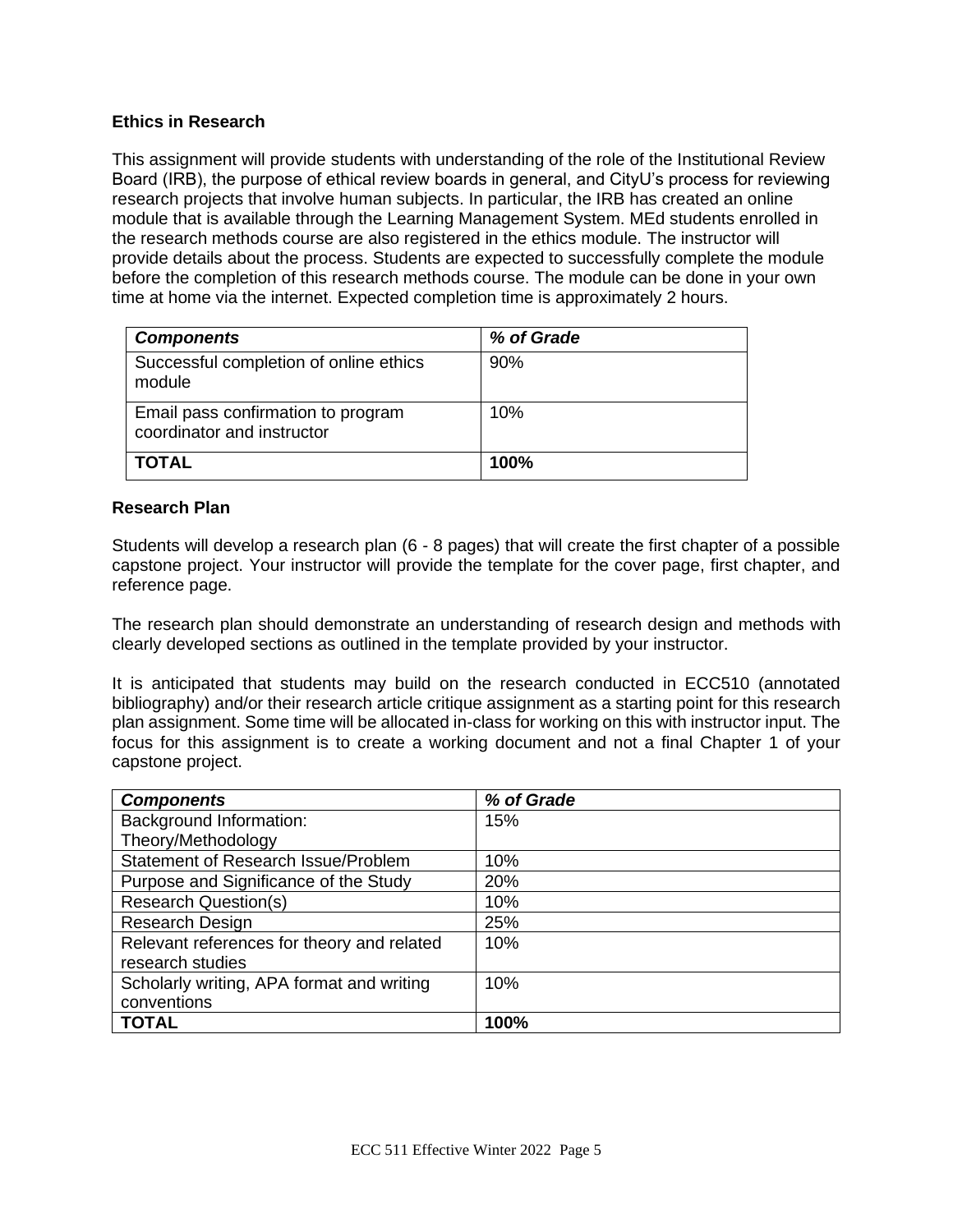**Ethics in Research**

This assignment will provide students with understanding of the role of the Institutional Review Board (IRB), the purpose of ethical review boards in general, and CityU's process for reviewing research projects that involve human subjects. In particular, the IRB has created an online module that is available through the Learning Management System. MEd students enrolled in the research methods course are also registered in the ethics module. The instructor will provide details about the process. Students are expected to successfully complete the module before the completion of this research methods course. The module can be done in your own time at home via the internet. Expected completion time is approximately 2 hours.

| ***Components*** | ***% of Grade*** |
|---|---|
| Successful completion of online ethics module | 90% |
| Email pass confirmation to program coordinator and instructor | 10% |
| **TOTAL** | **100%** |

**Research Plan**

Students will develop a research plan (6 - 8 pages) that will create the first chapter of a possible capstone project. Your instructor will provide the template for the cover page, first chapter, and reference page.

The research plan should demonstrate an understanding of research design and methods with clearly developed sections as outlined in the template provided by your instructor.

It is anticipated that students may build on the research conducted in ECC510 (annotated bibliography) and/or their research article critique assignment as a starting point for this research plan assignment. Some time will be allocated in-class for working on this with instructor input. The focus for this assignment is to create a working document and not a final Chapter 1 of your capstone project.

| ***Components*** | ***% of Grade*** |
|---|---|
| Background Information: Theory/Methodology | 15% |
| Statement of Research Issue/Problem | 10% |
| Purpose and Significance of the Study | 20% |
| Research Question(s) | 10% |
| Research Design | 25% |
| Relevant references for theory and related research studies | 10% |
| Scholarly writing, APA format and writing conventions | 10% |
| **TOTAL** | **100%** |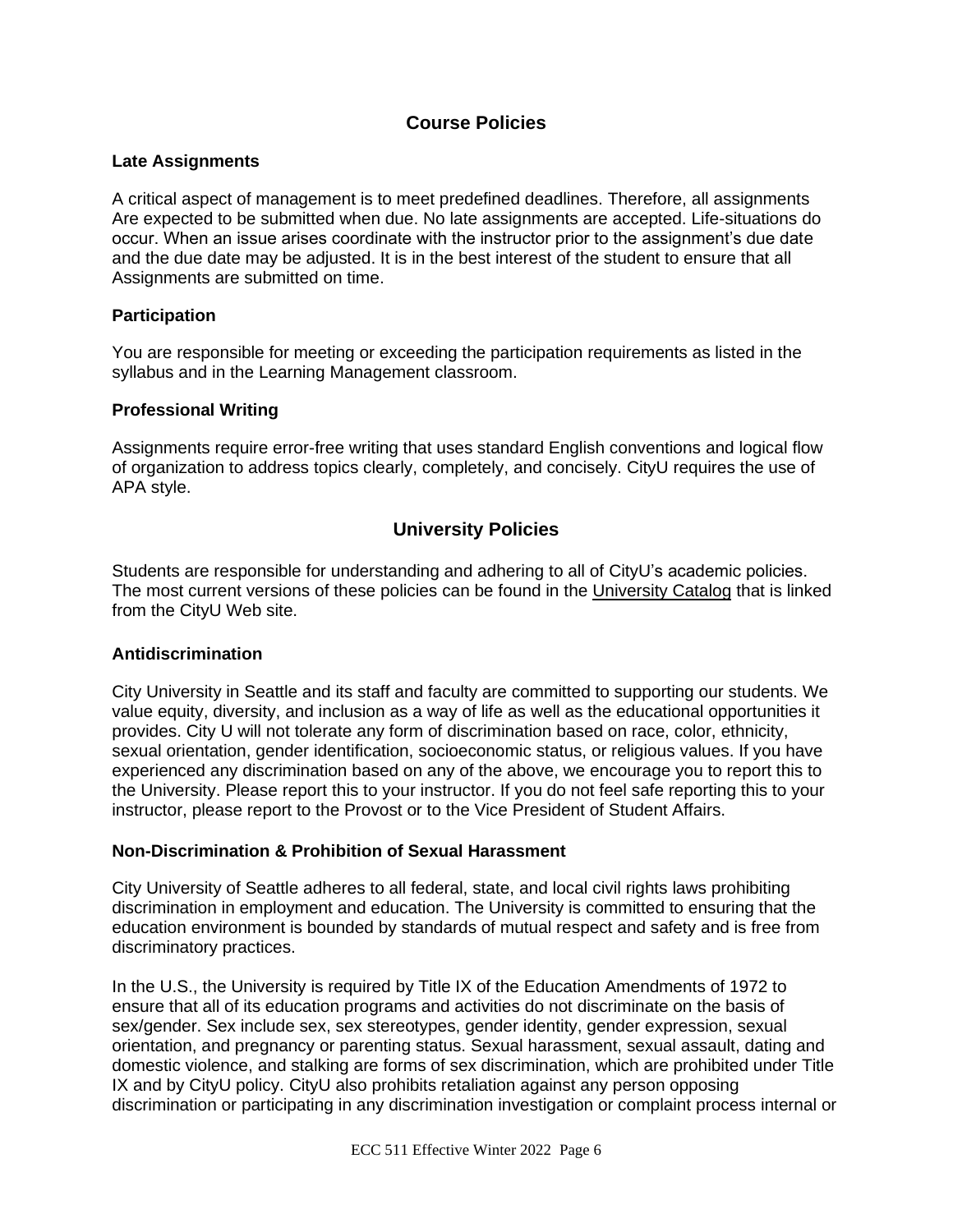## Course Policies

### Late Assignments

A critical aspect of management is to meet predefined deadlines. Therefore, all assignments Are expected to be submitted when due. No late assignments are accepted. Life-situations do occur. When an issue arises coordinate with the instructor prior to the assignment's due date and the due date may be adjusted. It is in the best interest of the student to ensure that all Assignments are submitted on time.

### Participation

You are responsible for meeting or exceeding the participation requirements as listed in the syllabus and in the Learning Management classroom.

### Professional Writing

Assignments require error-free writing that uses standard English conventions and logical flow of organization to address topics clearly, completely, and concisely. CityU requires the use of APA style.

## University Policies

Students are responsible for understanding and adhering to all of CityU's academic policies. The most current versions of these policies can be found in the University Catalog that is linked from the CityU Web site.

### Antidiscrimination

City University in Seattle and its staff and faculty are committed to supporting our students. We value equity, diversity, and inclusion as a way of life as well as the educational opportunities it provides. City U will not tolerate any form of discrimination based on race, color, ethnicity, sexual orientation, gender identification, socioeconomic status, or religious values. If you have experienced any discrimination based on any of the above, we encourage you to report this to the University. Please report this to your instructor. If you do not feel safe reporting this to your instructor, please report to the Provost or to the Vice President of Student Affairs.

### Non-Discrimination & Prohibition of Sexual Harassment

City University of Seattle adheres to all federal, state, and local civil rights laws prohibiting discrimination in employment and education. The University is committed to ensuring that the education environment is bounded by standards of mutual respect and safety and is free from discriminatory practices.

In the U.S., the University is required by Title IX of the Education Amendments of 1972 to ensure that all of its education programs and activities do not discriminate on the basis of sex/gender. Sex include sex, sex stereotypes, gender identity, gender expression, sexual orientation, and pregnancy or parenting status. Sexual harassment, sexual assault, dating and domestic violence, and stalking are forms of sex discrimination, which are prohibited under Title IX and by CityU policy. CityU also prohibits retaliation against any person opposing discrimination or participating in any discrimination investigation or complaint process internal or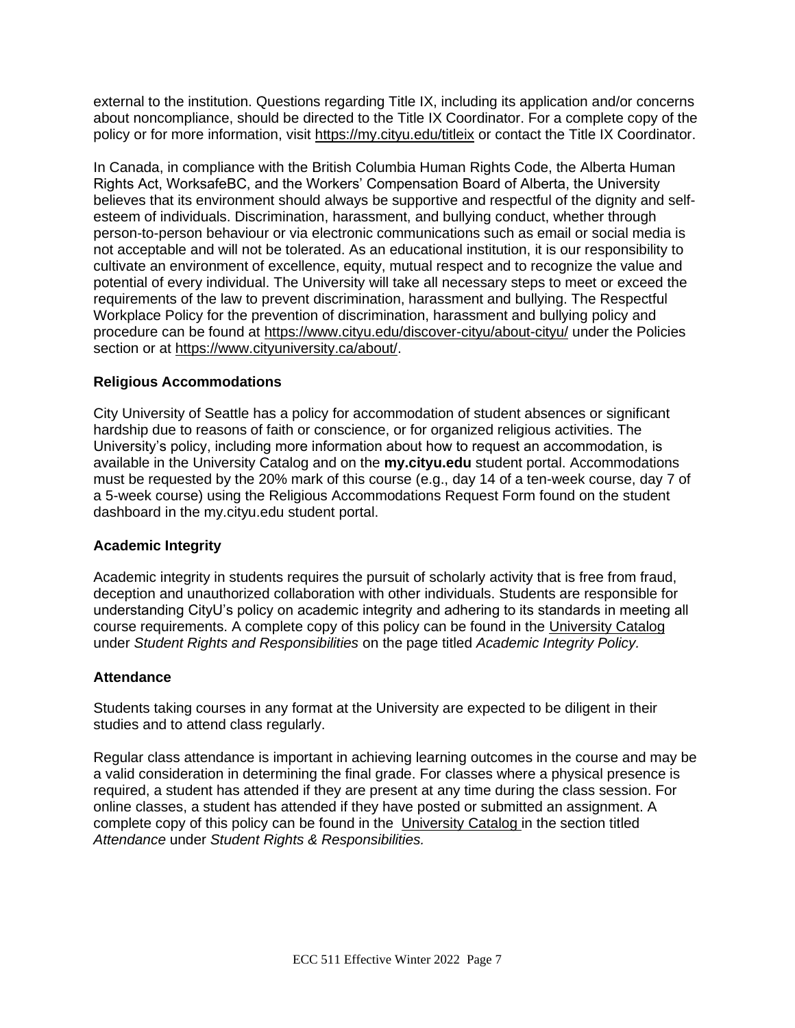external to the institution. Questions regarding Title IX, including its application and/or concerns about noncompliance, should be directed to the Title IX Coordinator. For a complete copy of the policy or for more information, visit https://my.cityu.edu/titleix or contact the Title IX Coordinator.

In Canada, in compliance with the British Columbia Human Rights Code, the Alberta Human Rights Act, WorksafeBC, and the Workers' Compensation Board of Alberta, the University believes that its environment should always be supportive and respectful of the dignity and self-esteem of individuals. Discrimination, harassment, and bullying conduct, whether through person-to-person behaviour or via electronic communications such as email or social media is not acceptable and will not be tolerated. As an educational institution, it is our responsibility to cultivate an environment of excellence, equity, mutual respect and to recognize the value and potential of every individual. The University will take all necessary steps to meet or exceed the requirements of the law to prevent discrimination, harassment and bullying. The Respectful Workplace Policy for the prevention of discrimination, harassment and bullying policy and procedure can be found at https://www.cityu.edu/discover-cityu/about-cityu/ under the Policies section or at https://www.cityuniversity.ca/about/.

### Religious Accommodations

City University of Seattle has a policy for accommodation of student absences or significant hardship due to reasons of faith or conscience, or for organized religious activities. The University's policy, including more information about how to request an accommodation, is available in the University Catalog and on the **my.cityu.edu** student portal. Accommodations must be requested by the 20% mark of this course (e.g., day 14 of a ten-week course, day 7 of a 5-week course) using the Religious Accommodations Request Form found on the student dashboard in the my.cityu.edu student portal.

### Academic Integrity

Academic integrity in students requires the pursuit of scholarly activity that is free from fraud, deception and unauthorized collaboration with other individuals. Students are responsible for understanding CityU's policy on academic integrity and adhering to its standards in meeting all course requirements. A complete copy of this policy can be found in the University Catalog under *Student Rights and Responsibilities* on the page titled *Academic Integrity Policy.*

### Attendance

Students taking courses in any format at the University are expected to be diligent in their studies and to attend class regularly.

Regular class attendance is important in achieving learning outcomes in the course and may be a valid consideration in determining the final grade. For classes where a physical presence is required, a student has attended if they are present at any time during the class session. For online classes, a student has attended if they have posted or submitted an assignment. A complete copy of this policy can be found in the University Catalog in the section titled *Attendance* under *Student Rights & Responsibilities.*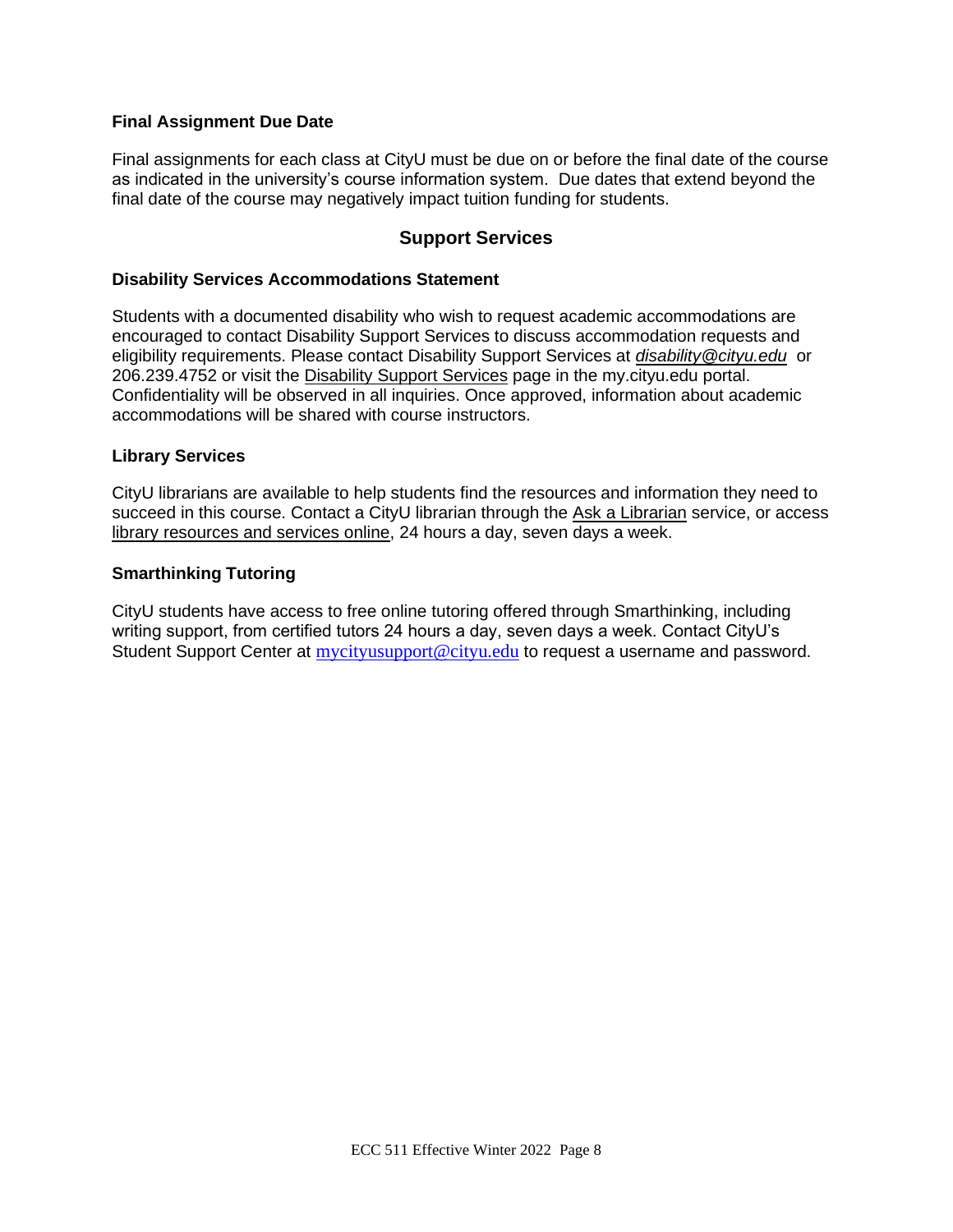### Final Assignment Due Date

Final assignments for each class at CityU must be due on or before the final date of the course as indicated in the university's course information system. Due dates that extend beyond the final date of the course may negatively impact tuition funding for students.

## Support Services

### Disability Services Accommodations Statement

Students with a documented disability who wish to request academic accommodations are encouraged to contact Disability Support Services to discuss accommodation requests and eligibility requirements. Please contact Disability Support Services at *disability@cityu.edu* or 206.239.4752 or visit the Disability Support Services page in the my.cityu.edu portal. Confidentiality will be observed in all inquiries. Once approved, information about academic accommodations will be shared with course instructors.

### Library Services

CityU librarians are available to help students find the resources and information they need to succeed in this course. Contact a CityU librarian through the Ask a Librarian service, or access library resources and services online, 24 hours a day, seven days a week.

### Smarthinking Tutoring

CityU students have access to free online tutoring offered through Smarthinking, including writing support, from certified tutors 24 hours a day, seven days a week. Contact CityU's Student Support Center at mycityusupport@cityu.edu to request a username and password.